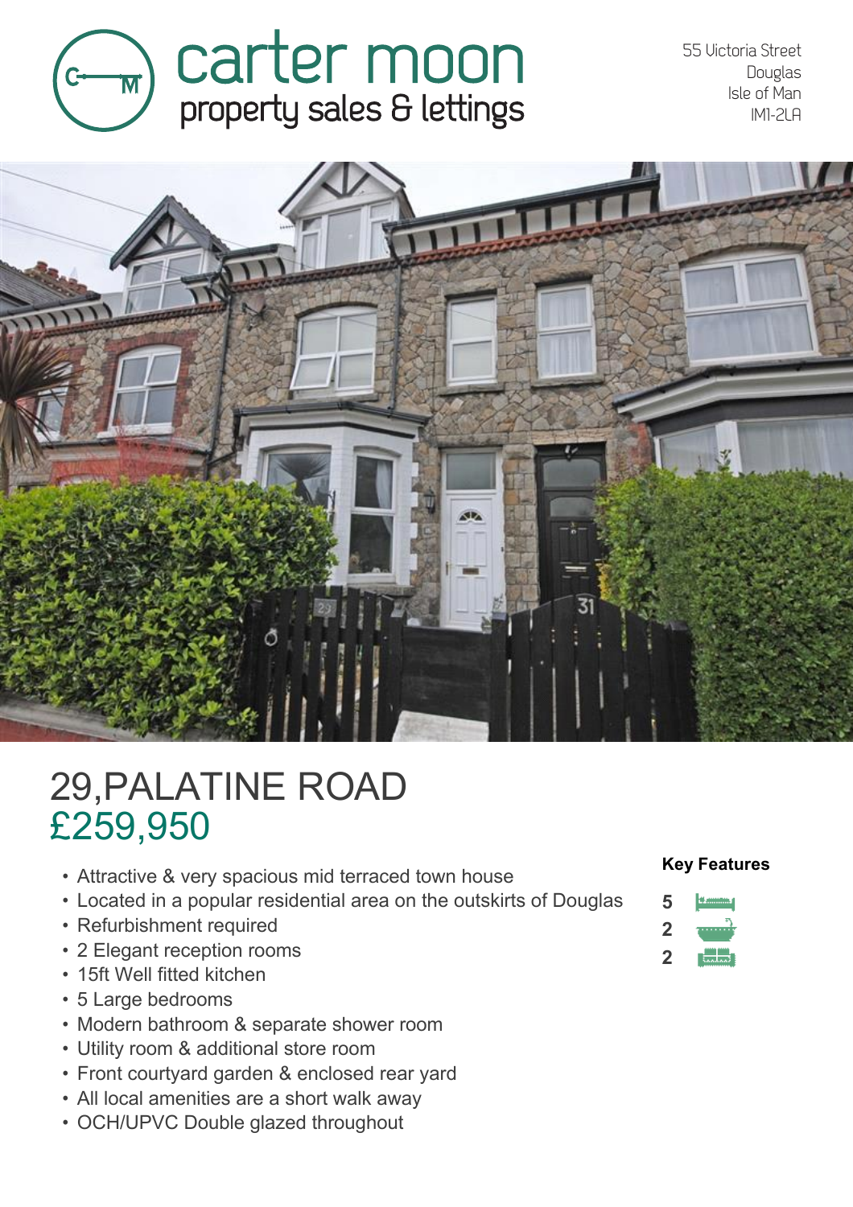carter moon
property sales & lettings

55 Victoria Street
Douglas
Isle of Man
IM1-2LA

# 29,PALATINE ROAD

## £259,950

- Attractive & very spacious mid terraced town house
- Located in a popular residential area on the outskirts of Douglas
- Refurbishment required
- 2 Elegant reception rooms
- 15ft Well fitted kitchen
- 5 Large bedrooms
- Modern bathroom & separate shower room
- Utility room & additional store room
- Front courtyard garden & enclosed rear yard
- All local amenities are a short walk away
- OCH/UPVC Double glazed throughout

**Key Features**

5
2
2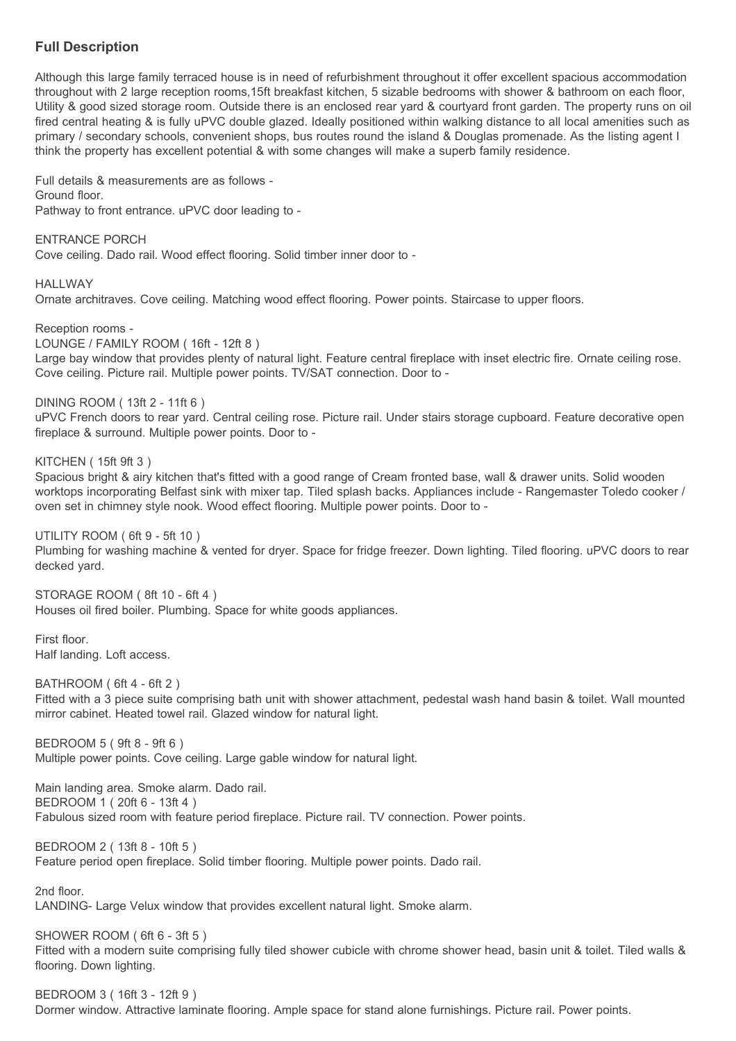## Full Description

Although this large family terraced house is in need of refurbishment throughout it offer excellent spacious accommodation throughout with 2 large reception rooms,15ft breakfast kitchen, 5 sizable bedrooms with shower & bathroom on each floor, Utility & good sized storage room. Outside there is an enclosed rear yard & courtyard front garden. The property runs on oil fired central heating & is fully uPVC double glazed. Ideally positioned within walking distance to all local amenities such as primary / secondary schools, convenient shops, bus routes round the island & Douglas promenade. As the listing agent I think the property has excellent potential & with some changes will make a superb family residence.

Full details & measurements are as follows -
Ground floor.
Pathway to front entrance. uPVC door leading to -

ENTRANCE PORCH
Cove ceiling. Dado rail. Wood effect flooring. Solid timber inner door to -

HALLWAY
Ornate architraves. Cove ceiling. Matching wood effect flooring. Power points. Staircase to upper floors.

Reception rooms -
LOUNGE / FAMILY ROOM ( 16ft - 12ft 8 )
Large bay window that provides plenty of natural light. Feature central fireplace with inset electric fire. Ornate ceiling rose. Cove ceiling. Picture rail. Multiple power points. TV/SAT connection. Door to -

DINING ROOM ( 13ft 2 - 11ft 6 )
uPVC French doors to rear yard. Central ceiling rose. Picture rail. Under stairs storage cupboard. Feature decorative open fireplace & surround. Multiple power points. Door to -

KITCHEN ( 15ft 9ft 3 )
Spacious bright & airy kitchen that's fitted with a good range of Cream fronted base, wall & drawer units. Solid wooden worktops incorporating Belfast sink with mixer tap. Tiled splash backs. Appliances include - Rangemaster Toledo cooker / oven set in chimney style nook. Wood effect flooring. Multiple power points. Door to -

UTILITY ROOM ( 6ft 9 - 5ft 10 )
Plumbing for washing machine & vented for dryer. Space for fridge freezer. Down lighting. Tiled flooring. uPVC doors to rear decked yard.

STORAGE ROOM ( 8ft 10 - 6ft 4 )
Houses oil fired boiler. Plumbing. Space for white goods appliances.

First floor.
Half landing. Loft access.

BATHROOM ( 6ft 4 - 6ft 2 )
Fitted with a 3 piece suite comprising bath unit with shower attachment, pedestal wash hand basin & toilet. Wall mounted mirror cabinet. Heated towel rail. Glazed window for natural light.

BEDROOM 5 ( 9ft 8 - 9ft 6 )
Multiple power points. Cove ceiling. Large gable window for natural light.

Main landing area. Smoke alarm. Dado rail.
BEDROOM 1 ( 20ft 6 - 13ft 4 )
Fabulous sized room with feature period fireplace. Picture rail. TV connection. Power points.

BEDROOM 2 ( 13ft 8 - 10ft 5 )
Feature period open fireplace. Solid timber flooring. Multiple power points. Dado rail.

2nd floor.
LANDING- Large Velux window that provides excellent natural light. Smoke alarm.

SHOWER ROOM ( 6ft 6 - 3ft 5 )
Fitted with a modern suite comprising fully tiled shower cubicle with chrome shower head, basin unit & toilet. Tiled walls & flooring. Down lighting.

BEDROOM 3 ( 16ft 3 - 12ft 9 )
Dormer window. Attractive laminate flooring. Ample space for stand alone furnishings. Picture rail. Power points.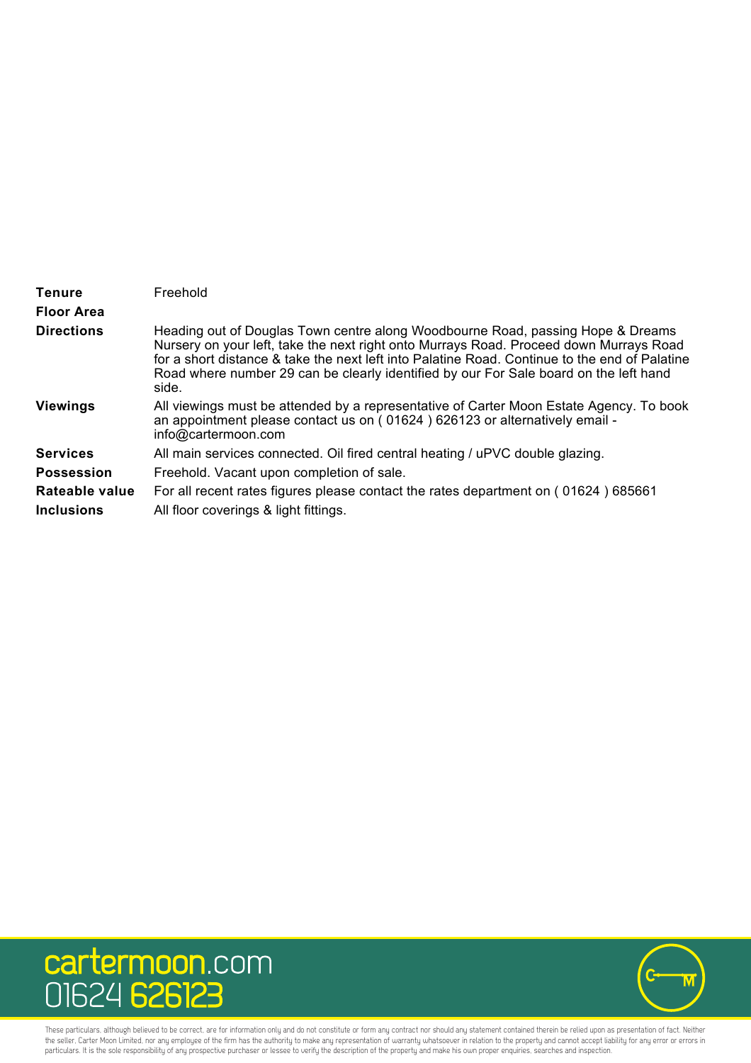| | |
|---|---|
| **Tenure** | Freehold |
| **Floor Area** | |
| **Directions** | Heading out of Douglas Town centre along Woodbourne Road, passing Hope & Dreams Nursery on your left, take the next right onto Murrays Road. Proceed down Murrays Road for a short distance & take the next left into Palatine Road. Continue to the end of Palatine Road where number 29 can be clearly identified by our For Sale board on the left hand side. |
| **Viewings** | All viewings must be attended by a representative of Carter Moon Estate Agency. To book an appointment please contact us on ( 01624 ) 626123 or alternatively email - info@cartermoon.com |
| **Services** | All main services connected. Oil fired central heating / uPVC double glazing. |
| **Possession** | Freehold. Vacant upon completion of sale. |
| **Rateable value** | For all recent rates figures please contact the rates department on ( 01624 ) 685661 |
| **Inclusions** | All floor coverings & light fittings. |

cartermoon.com
01624 626123

These particulars, although believed to be correct, are for information only and do not constitute or form any contract nor should any statement contained therein be relied upon as presentation of fact. Neither the seller, Carter Moon Limited, nor any employee of the firm has the authority to make any representation of warranty whatsoever in relation to the property and cannot accept liability for any error or errors in particulars. It is the sole responsibility of any prospective purchaser or lessee to verify the description of the property and make his own proper enquiries, searches and inspection.